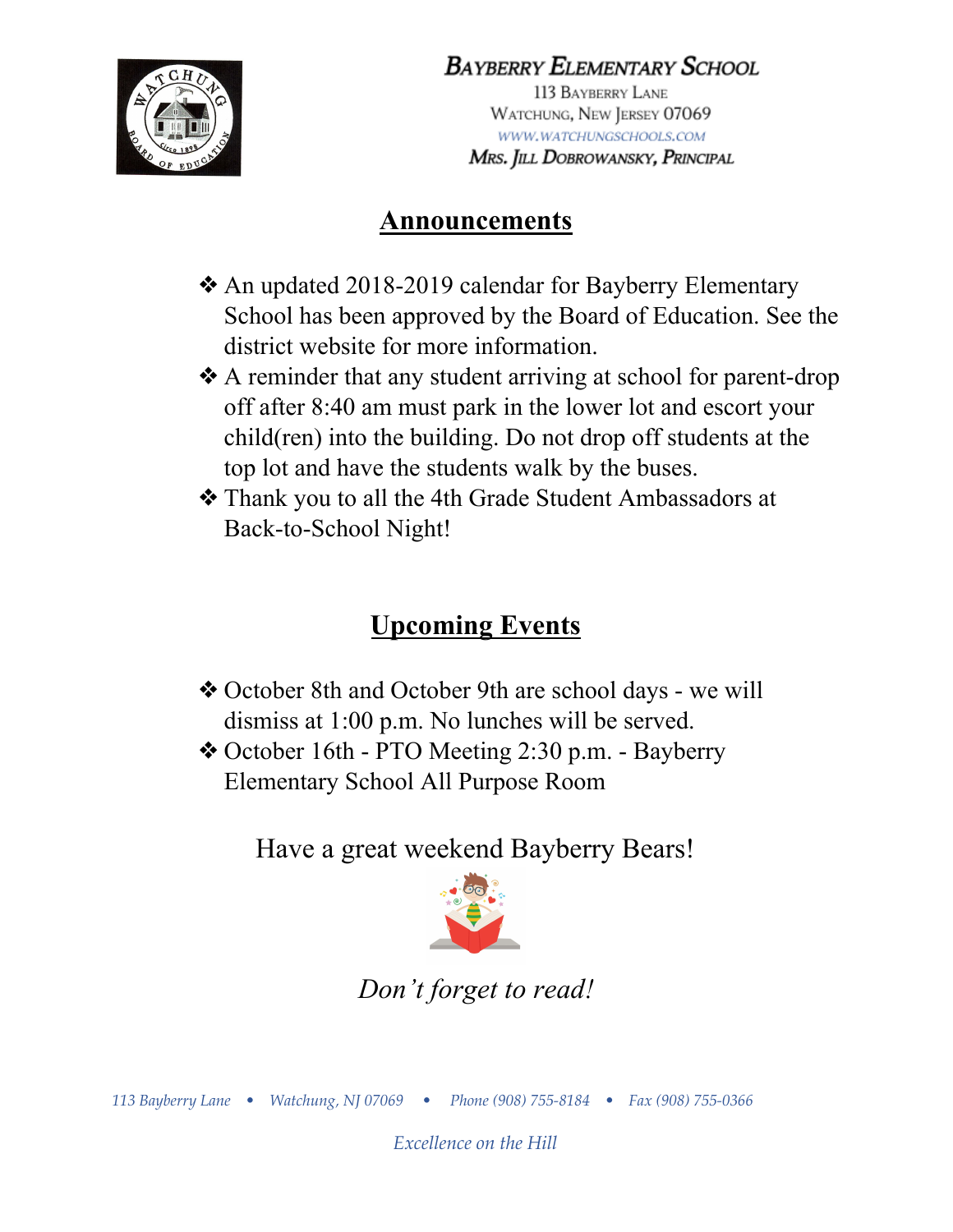**Bayberry Elementary School**
113 Bayberry Lane
Watchung, New Jersey 07069
www.watchungschools.com
**Mrs. Jill Dobrowansky, Principal**

## Announcements

- An updated 2018-2019 calendar for Bayberry Elementary School has been approved by the Board of Education. See the district website for more information.
- A reminder that any student arriving at school for parent-drop off after 8:40 am must park in the lower lot and escort your child(ren) into the building. Do not drop off students at the top lot and have the students walk by the buses.
- Thank you to all the 4th Grade Student Ambassadors at Back-to-School Night!

## Upcoming Events

- October 8th and October 9th are school days - we will dismiss at 1:00 p.m. No lunches will be served.
- October 16th - PTO Meeting 2:30 p.m. - Bayberry Elementary School All Purpose Room

Have a great weekend Bayberry Bears!

*Don't forget to read!*

*113 Bayberry Lane • Watchung, NJ 07069 • Phone (908) 755-8184 • Fax (908) 755-0366*

*Excellence on the Hill*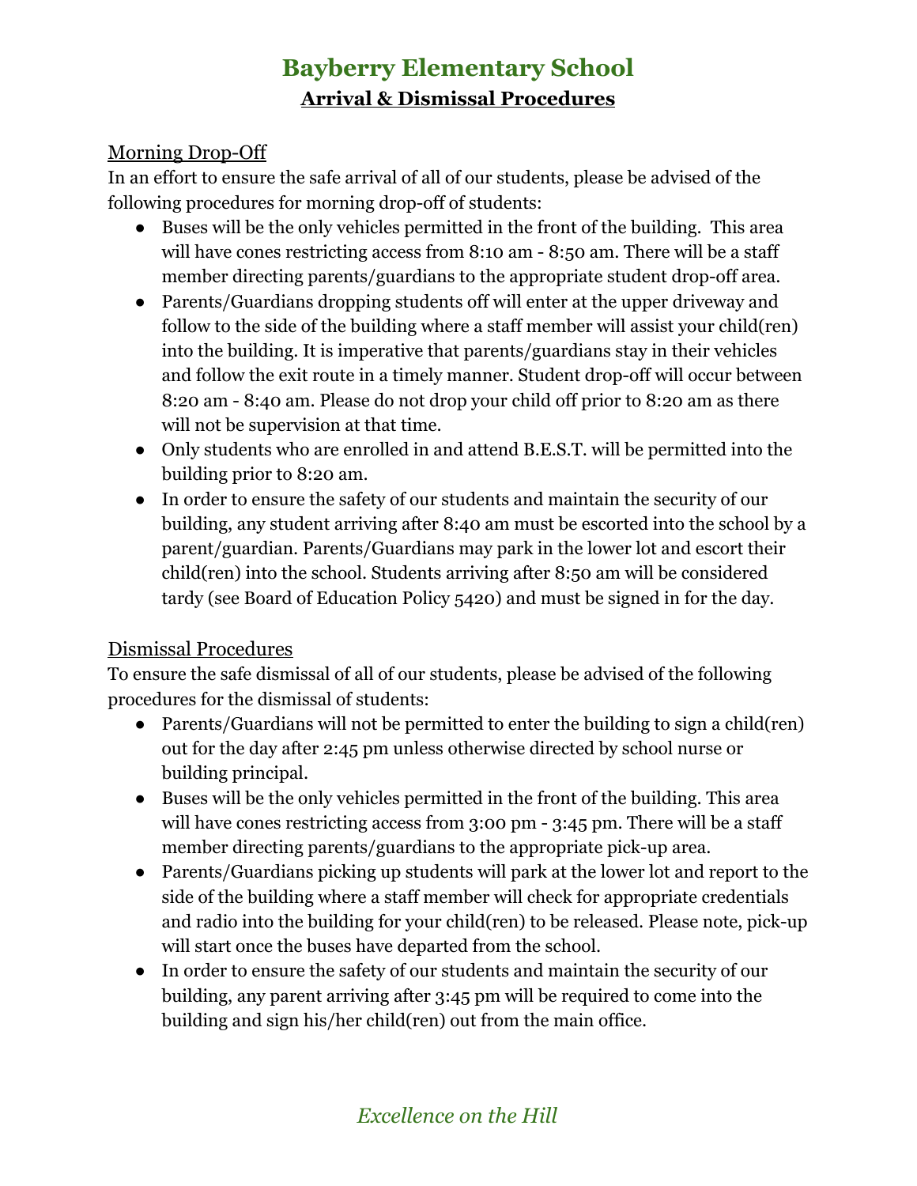# Bayberry Elementary School

## Arrival & Dismissal Procedures

### Morning Drop-Off

In an effort to ensure the safe arrival of all of our students, please be advised of the following procedures for morning drop-off of students:

- Buses will be the only vehicles permitted in the front of the building. This area will have cones restricting access from 8:10 am - 8:50 am. There will be a staff member directing parents/guardians to the appropriate student drop-off area.
- Parents/Guardians dropping students off will enter at the upper driveway and follow to the side of the building where a staff member will assist your child(ren) into the building. It is imperative that parents/guardians stay in their vehicles and follow the exit route in a timely manner. Student drop-off will occur between 8:20 am - 8:40 am. Please do not drop your child off prior to 8:20 am as there will not be supervision at that time.
- Only students who are enrolled in and attend B.E.S.T. will be permitted into the building prior to 8:20 am.
- In order to ensure the safety of our students and maintain the security of our building, any student arriving after 8:40 am must be escorted into the school by a parent/guardian. Parents/Guardians may park in the lower lot and escort their child(ren) into the school. Students arriving after 8:50 am will be considered tardy (see Board of Education Policy 5420) and must be signed in for the day.

### Dismissal Procedures

To ensure the safe dismissal of all of our students, please be advised of the following procedures for the dismissal of students:

- Parents/Guardians will not be permitted to enter the building to sign a child(ren) out for the day after 2:45 pm unless otherwise directed by school nurse or building principal.
- Buses will be the only vehicles permitted in the front of the building. This area will have cones restricting access from 3:00 pm - 3:45 pm. There will be a staff member directing parents/guardians to the appropriate pick-up area.
- Parents/Guardians picking up students will park at the lower lot and report to the side of the building where a staff member will check for appropriate credentials and radio into the building for your child(ren) to be released. Please note, pick-up will start once the buses have departed from the school.
- In order to ensure the safety of our students and maintain the security of our building, any parent arriving after 3:45 pm will be required to come into the building and sign his/her child(ren) out from the main office.

*Excellence on the Hill*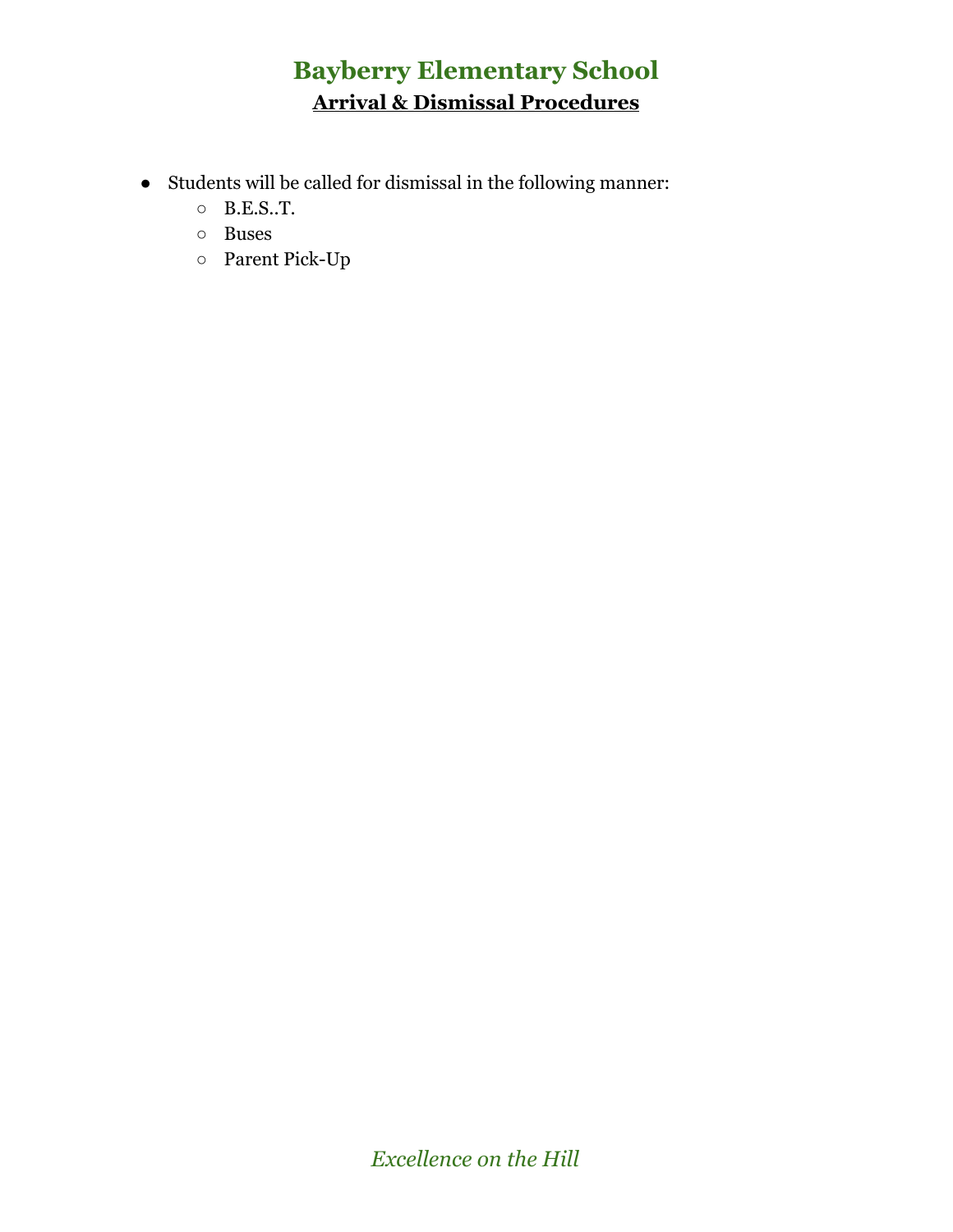# Bayberry Elementary School

## Arrival & Dismissal Procedures

- Students will be called for dismissal in the following manner:
  - B.E.S..T.
  - Buses
  - Parent Pick-Up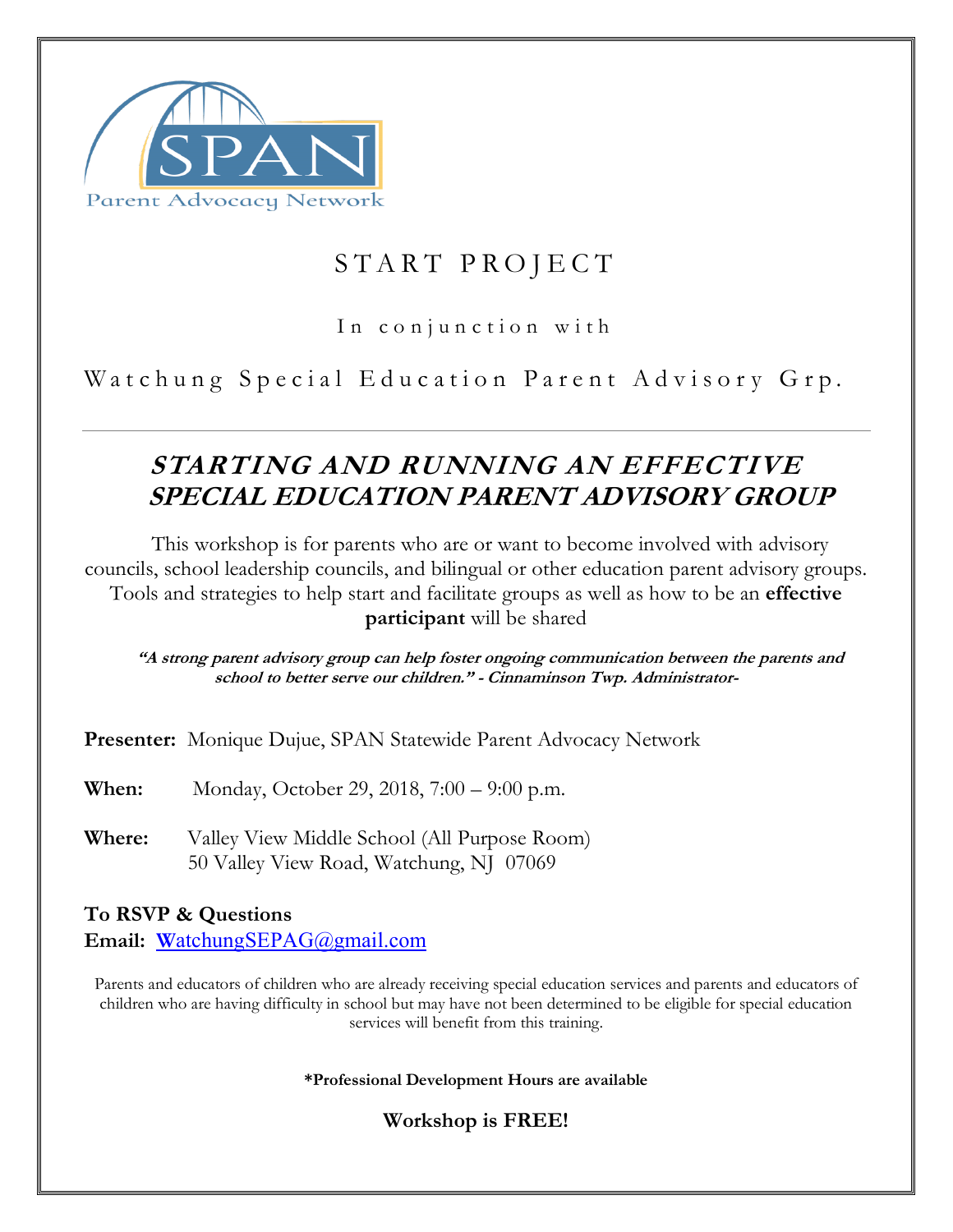SPAN

Parent Advocacy Network

# START PROJECT

In conjunction with

Watchung Special Education Parent Advisory Grp.

## *STARTING AND RUNNING AN EFFECTIVE SPECIAL EDUCATION PARENT ADVISORY GROUP*

This workshop is for parents who are or want to become involved with advisory councils, school leadership councils, and bilingual or other education parent advisory groups. Tools and strategies to help start and facilitate groups as well as how to be an **effective participant** will be shared

***"A strong parent advisory group can help foster ongoing communication between the parents and school to better serve our children." - Cinnaminson Twp. Administrator-***

**Presenter:** Monique Dujue, SPAN Statewide Parent Advocacy Network

**When:** Monday, October 29, 2018, 7:00 – 9:00 p.m.

**Where:** Valley View Middle School (All Purpose Room)
50 Valley View Road, Watchung, NJ 07069

**To RSVP & Questions**
**Email:** WatchungSEPAG@gmail.com

Parents and educators of children who are already receiving special education services and parents and educators of children who are having difficulty in school but may have not been determined to be eligible for special education services will benefit from this training.

**\*Professional Development Hours are available**

**Workshop is FREE!**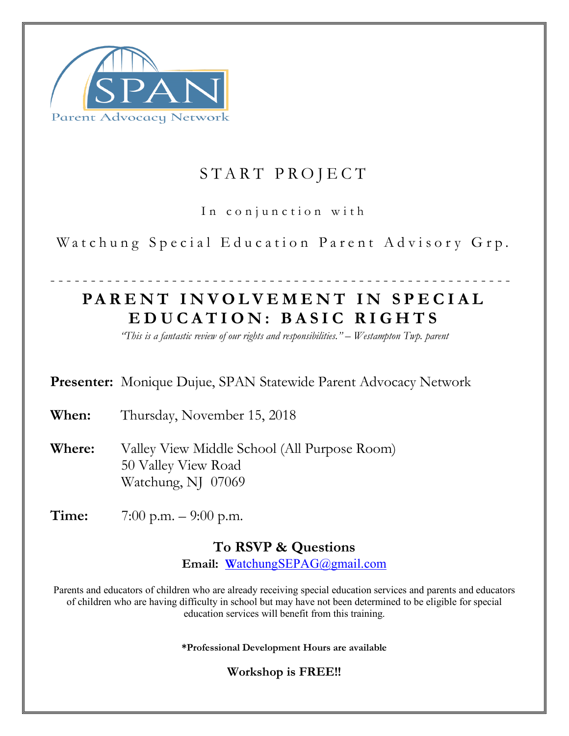SPAN
Parent Advocacy Network

# START PROJECT

In conjunction with

Watchung Special Education Parent Advisory Grp.

---

## PARENT INVOLVEMENT IN SPECIAL EDUCATION: BASIC RIGHTS

*"This is a fantastic review of our rights and responsibilities." – Westampton Twp. parent*

**Presenter:** Monique Dujue, SPAN Statewide Parent Advocacy Network

**When:** Thursday, November 15, 2018

**Where:** Valley View Middle School (All Purpose Room)
50 Valley View Road
Watchung, NJ 07069

**Time:** 7:00 p.m. – 9:00 p.m.

**To RSVP & Questions**

**Email:** WatchungSEPAG@gmail.com

Parents and educators of children who are already receiving special education services and parents and educators of children who are having difficulty in school but may have not been determined to be eligible for special education services will benefit from this training.

**\*Professional Development Hours are available**

**Workshop is FREE!!**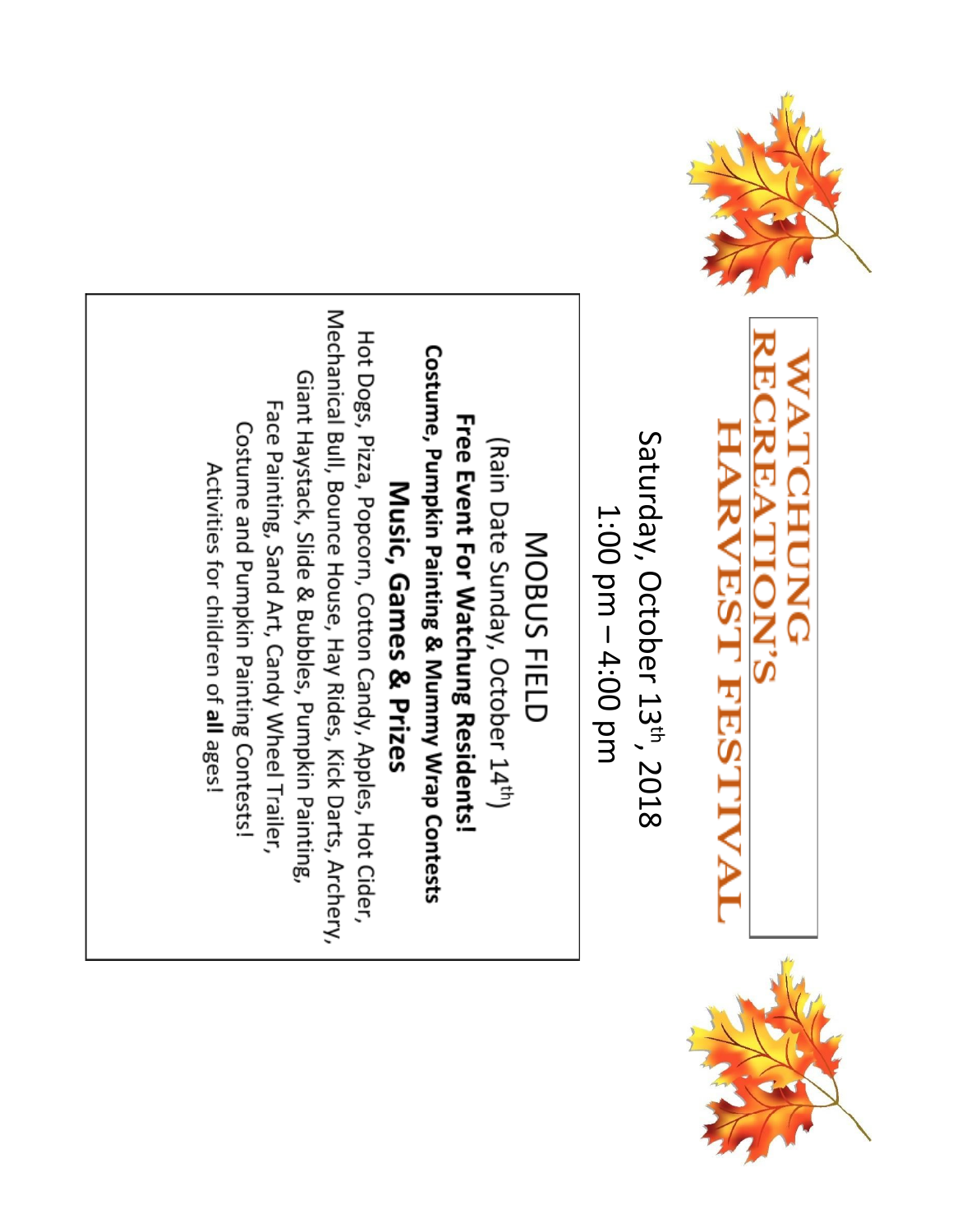# WATCHUNG RECREATION'S HARVEST FESTIVAL

Saturday, October 13th, 2018

1:00 pm – 4:00 pm

MOBUS FIELD

(Rain Date Sunday, October 14th)

**Free Event For Watchung Residents!**

**Costume, Pumpkin Painting & Mummy Wrap Contests**

**Music, Games & Prizes**

Hot Dogs, Pizza, Popcorn, Cotton Candy, Apples, Hot Cider, Mechanical Bull, Bounce House, Hay Rides, Kick Darts, Archery, Giant Haystack, Slide & Bubbles, Pumpkin Painting, Face Painting, Sand Art, Candy Wheel Trailer, Costume and Pumpkin Painting Contests!

Activities for children of **all** ages!